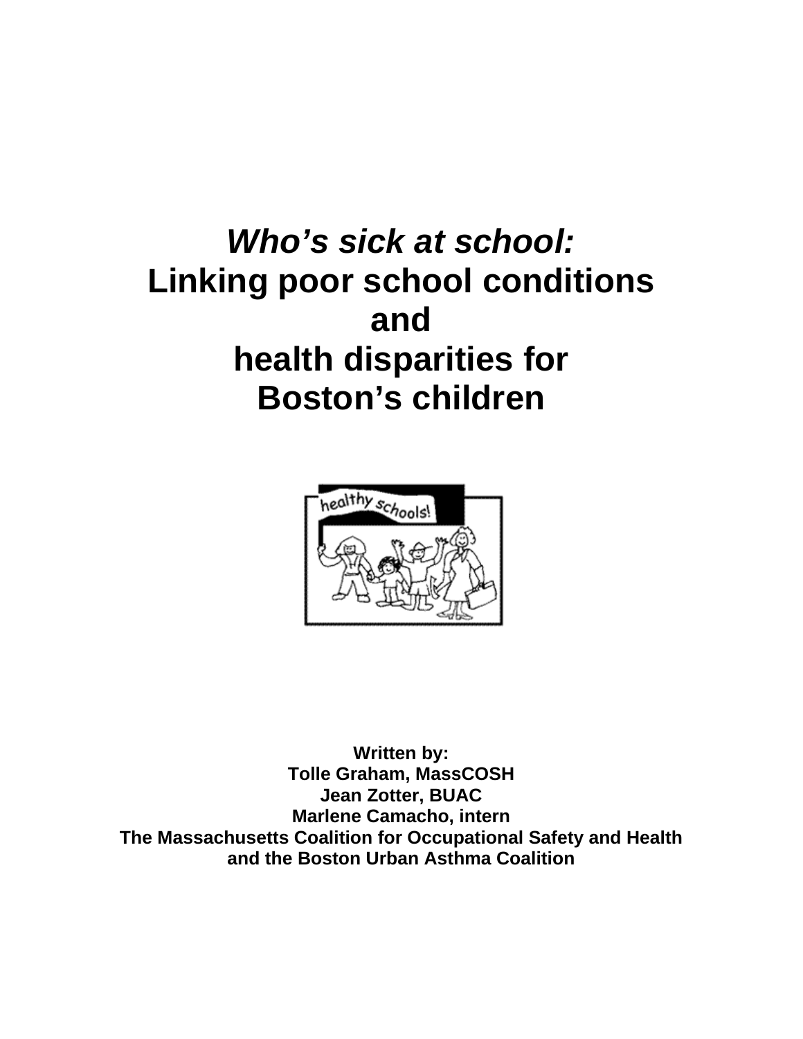# *Who's sick at school:* Linking poor school conditions and health disparities for Boston's children

**Written by:**
**Tolle Graham, MassCOSH**
**Jean Zotter, BUAC**
**Marlene Camacho, intern**
**The Massachusetts Coalition for Occupational Safety and Health and the Boston Urban Asthma Coalition**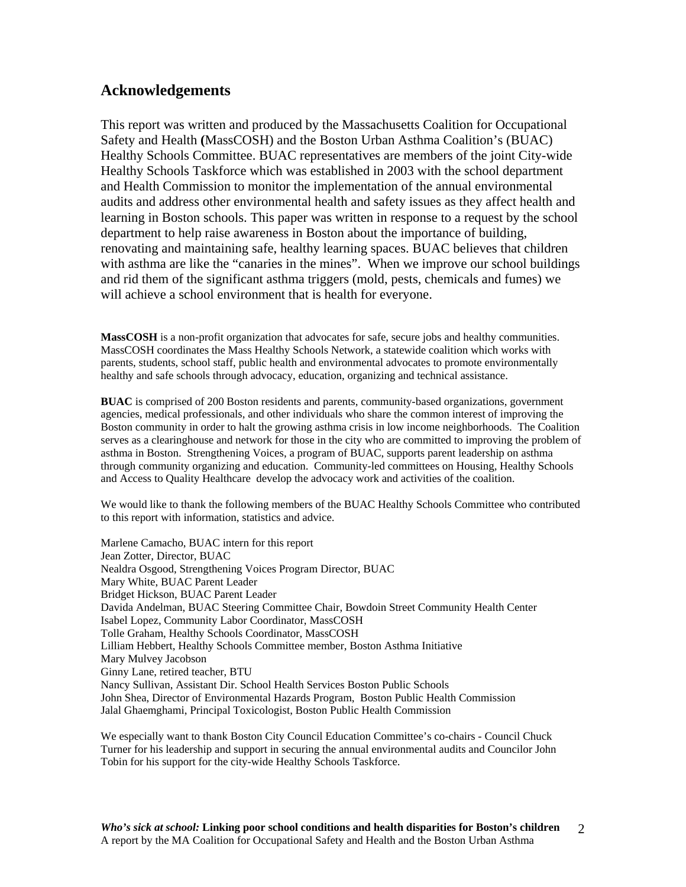## Acknowledgements

This report was written and produced by the Massachusetts Coalition for Occupational Safety and Health (MassCOSH) and the Boston Urban Asthma Coalition's (BUAC) Healthy Schools Committee. BUAC representatives are members of the joint City-wide Healthy Schools Taskforce which was established in 2003 with the school department and Health Commission to monitor the implementation of the annual environmental audits and address other environmental health and safety issues as they affect health and learning in Boston schools. This paper was written in response to a request by the school department to help raise awareness in Boston about the importance of building, renovating and maintaining safe, healthy learning spaces. BUAC believes that children with asthma are like the "canaries in the mines". When we improve our school buildings and rid them of the significant asthma triggers (mold, pests, chemicals and fumes) we will achieve a school environment that is health for everyone.

**MassCOSH** is a non-profit organization that advocates for safe, secure jobs and healthy communities. MassCOSH coordinates the Mass Healthy Schools Network, a statewide coalition which works with parents, students, school staff, public health and environmental advocates to promote environmentally healthy and safe schools through advocacy, education, organizing and technical assistance.

**BUAC** is comprised of 200 Boston residents and parents, community-based organizations, government agencies, medical professionals, and other individuals who share the common interest of improving the Boston community in order to halt the growing asthma crisis in low income neighborhoods. The Coalition serves as a clearinghouse and network for those in the city who are committed to improving the problem of asthma in Boston. Strengthening Voices, a program of BUAC, supports parent leadership on asthma through community organizing and education. Community-led committees on Housing, Healthy Schools and Access to Quality Healthcare develop the advocacy work and activities of the coalition.

We would like to thank the following members of the BUAC Healthy Schools Committee who contributed to this report with information, statistics and advice.

Marlene Camacho, BUAC intern for this report
Jean Zotter, Director, BUAC
Nealdra Osgood, Strengthening Voices Program Director, BUAC
Mary White, BUAC Parent Leader
Bridget Hickson, BUAC Parent Leader
Davida Andelman, BUAC Steering Committee Chair, Bowdoin Street Community Health Center
Isabel Lopez, Community Labor Coordinator, MassCOSH
Tolle Graham, Healthy Schools Coordinator, MassCOSH
Lilliam Hebbert, Healthy Schools Committee member, Boston Asthma Initiative
Mary Mulvey Jacobson
Ginny Lane, retired teacher, BTU
Nancy Sullivan, Assistant Dir. School Health Services Boston Public Schools
John Shea, Director of Environmental Hazards Program, Boston Public Health Commission
Jalal Ghaemghami, Principal Toxicologist, Boston Public Health Commission

We especially want to thank Boston City Council Education Committee's co-chairs - Council Chuck Turner for his leadership and support in securing the annual environmental audits and Councilor John Tobin for his support for the city-wide Healthy Schools Taskforce.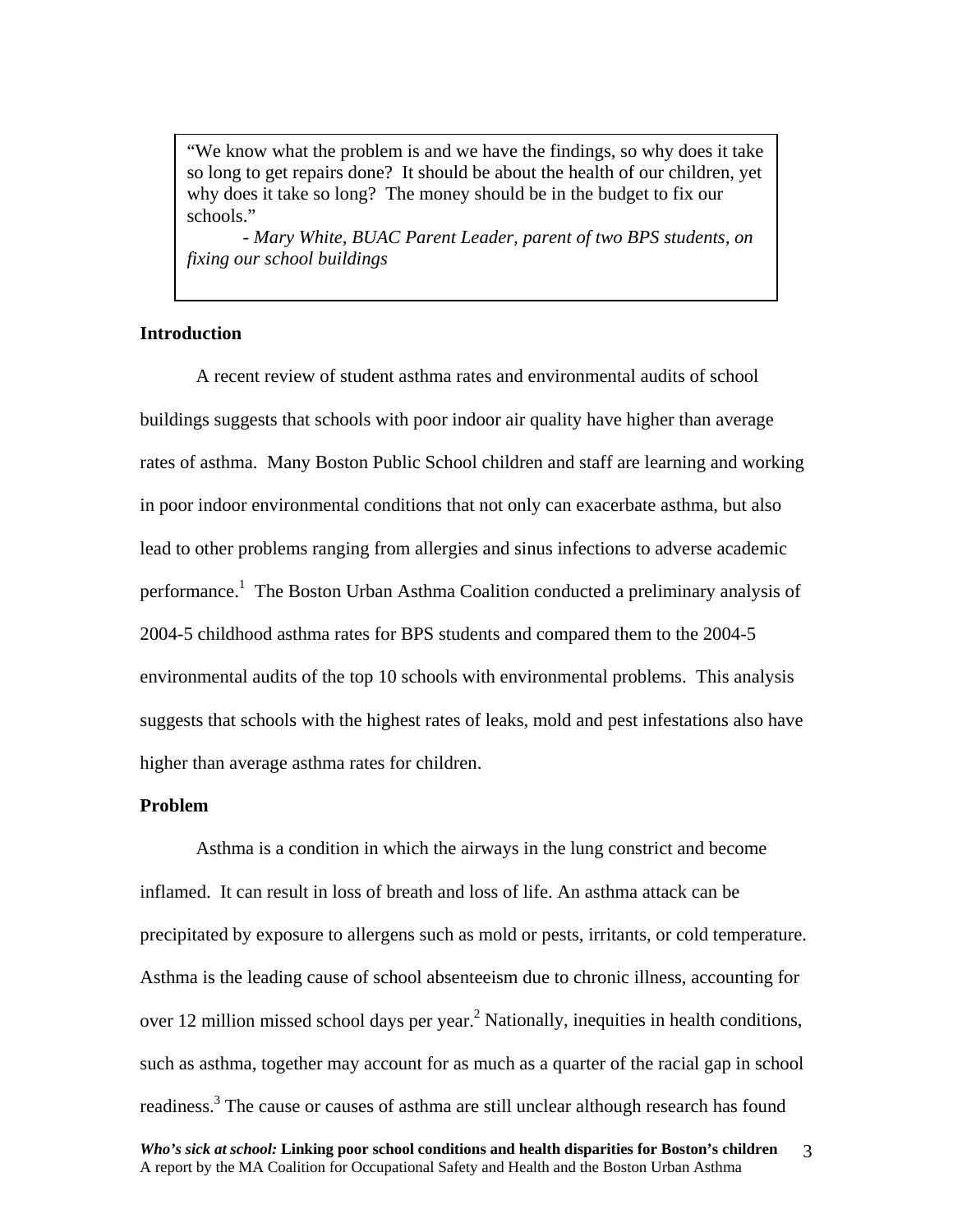> "We know what the problem is and we have the findings, so why does it take so long to get repairs done? It should be about the health of our children, yet why does it take so long? The money should be in the budget to fix our schools."
>
> *- Mary White, BUAC Parent Leader, parent of two BPS students, on fixing our school buildings*

**Introduction**

A recent review of student asthma rates and environmental audits of school buildings suggests that schools with poor indoor air quality have higher than average rates of asthma. Many Boston Public School children and staff are learning and working in poor indoor environmental conditions that not only can exacerbate asthma, but also lead to other problems ranging from allergies and sinus infections to adverse academic performance.[1] The Boston Urban Asthma Coalition conducted a preliminary analysis of 2004-5 childhood asthma rates for BPS students and compared them to the 2004-5 environmental audits of the top 10 schools with environmental problems. This analysis suggests that schools with the highest rates of leaks, mold and pest infestations also have higher than average asthma rates for children.

**Problem**

Asthma is a condition in which the airways in the lung constrict and become inflamed. It can result in loss of breath and loss of life. An asthma attack can be precipitated by exposure to allergens such as mold or pests, irritants, or cold temperature. Asthma is the leading cause of school absenteeism due to chronic illness, accounting for over 12 million missed school days per year.[2] Nationally, inequities in health conditions, such as asthma, together may account for as much as a quarter of the racial gap in school readiness.[3] The cause or causes of asthma are still unclear although research has found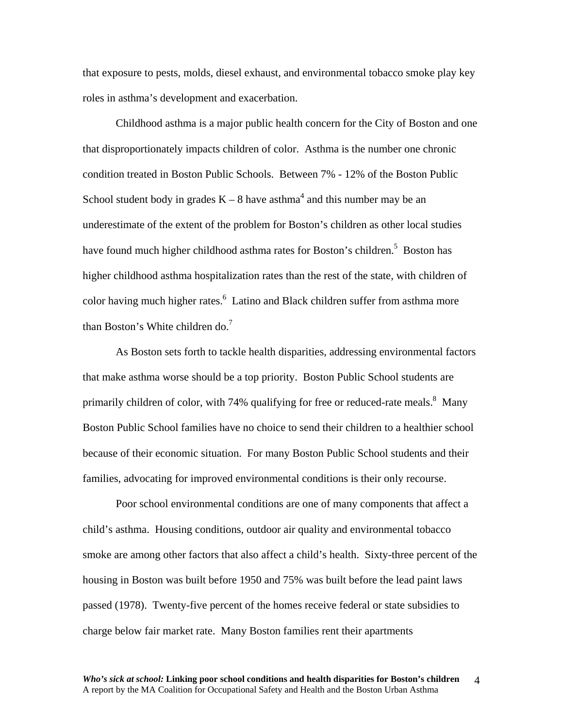that exposure to pests, molds, diesel exhaust, and environmental tobacco smoke play key roles in asthma's development and exacerbation.

Childhood asthma is a major public health concern for the City of Boston and one that disproportionately impacts children of color. Asthma is the number one chronic condition treated in Boston Public Schools. Between 7% - 12% of the Boston Public School student body in grades K – 8 have asthma[4] and this number may be an underestimate of the extent of the problem for Boston's children as other local studies have found much higher childhood asthma rates for Boston's children.[5] Boston has higher childhood asthma hospitalization rates than the rest of the state, with children of color having much higher rates.[6] Latino and Black children suffer from asthma more than Boston's White children do.[7]

As Boston sets forth to tackle health disparities, addressing environmental factors that make asthma worse should be a top priority. Boston Public School students are primarily children of color, with 74% qualifying for free or reduced-rate meals.[8] Many Boston Public School families have no choice to send their children to a healthier school because of their economic situation. For many Boston Public School students and their families, advocating for improved environmental conditions is their only recourse.

Poor school environmental conditions are one of many components that affect a child's asthma. Housing conditions, outdoor air quality and environmental tobacco smoke are among other factors that also affect a child's health. Sixty-three percent of the housing in Boston was built before 1950 and 75% was built before the lead paint laws passed (1978). Twenty-five percent of the homes receive federal or state subsidies to charge below fair market rate. Many Boston families rent their apartments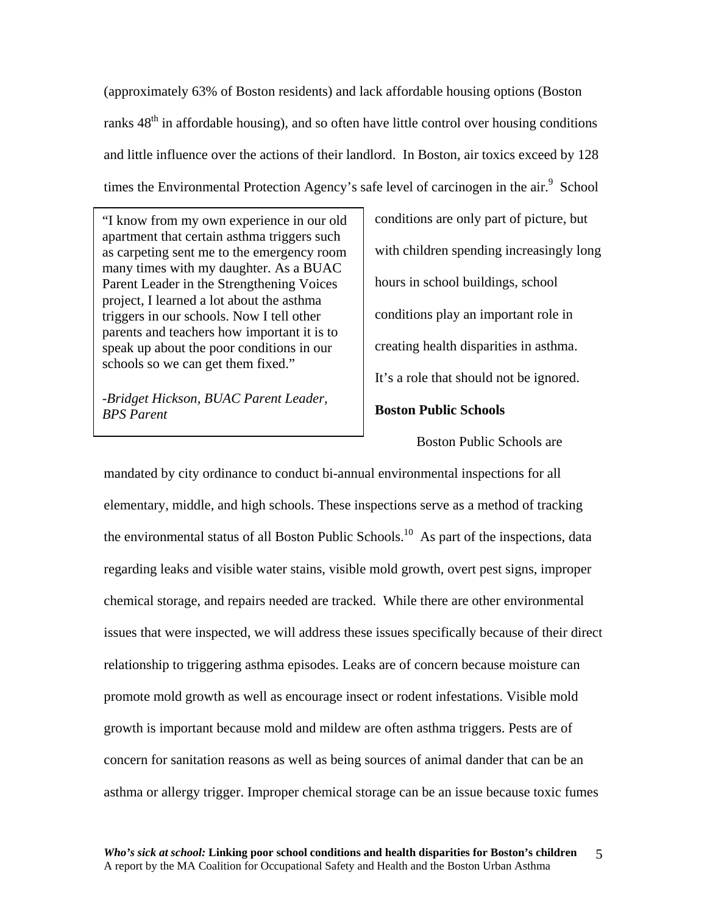(approximately 63% of Boston residents) and lack affordable housing options (Boston ranks 48th in affordable housing), and so often have little control over housing conditions and little influence over the actions of their landlord. In Boston, air toxics exceed by 128 times the Environmental Protection Agency's safe level of carcinogen in the air.[9] School conditions are only part of picture, but with children spending increasingly long hours in school buildings, school conditions play an important role in creating health disparities in asthma. It's a role that should not be ignored.

> "I know from my own experience in our old apartment that certain asthma triggers such as carpeting sent me to the emergency room many times with my daughter. As a BUAC Parent Leader in the Strengthening Voices project, I learned a lot about the asthma triggers in our schools. Now I tell other parents and teachers how important it is to speak up about the poor conditions in our schools so we can get them fixed."
>
> *-Bridget Hickson, BUAC Parent Leader, BPS Parent*

**Boston Public Schools**

Boston Public Schools are mandated by city ordinance to conduct bi-annual environmental inspections for all elementary, middle, and high schools. These inspections serve as a method of tracking the environmental status of all Boston Public Schools.[10] As part of the inspections, data regarding leaks and visible water stains, visible mold growth, overt pest signs, improper chemical storage, and repairs needed are tracked. While there are other environmental issues that were inspected, we will address these issues specifically because of their direct relationship to triggering asthma episodes. Leaks are of concern because moisture can promote mold growth as well as encourage insect or rodent infestations. Visible mold growth is important because mold and mildew are often asthma triggers. Pests are of concern for sanitation reasons as well as being sources of animal dander that can be an asthma or allergy trigger. Improper chemical storage can be an issue because toxic fumes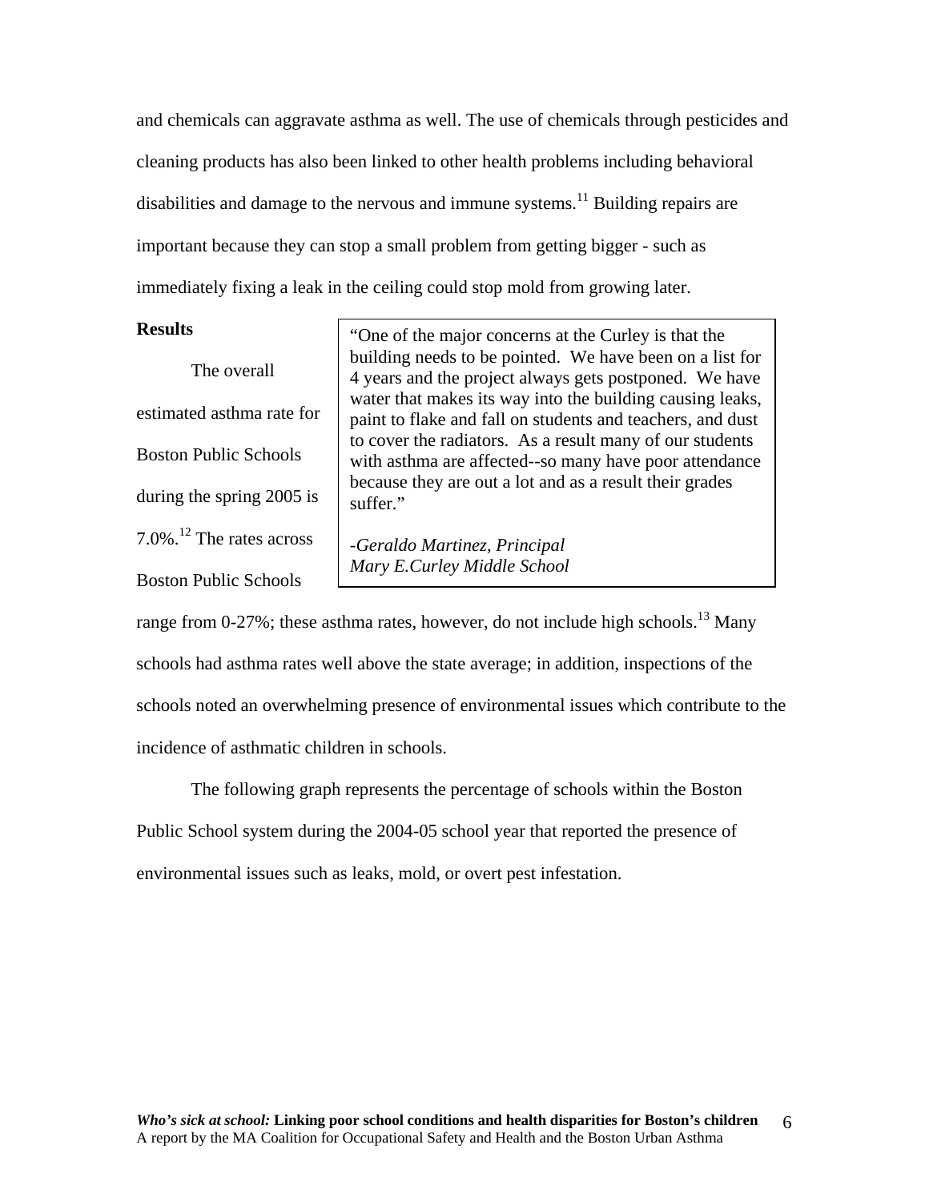and chemicals can aggravate asthma as well. The use of chemicals through pesticides and cleaning products has also been linked to other health problems including behavioral disabilities and damage to the nervous and immune systems.[11] Building repairs are important because they can stop a small problem from getting bigger - such as immediately fixing a leak in the ceiling could stop mold from growing later.

**Results**

> "One of the major concerns at the Curley is that the building needs to be pointed. We have been on a list for 4 years and the project always gets postponed. We have water that makes its way into the building causing leaks, paint to flake and fall on students and teachers, and dust to cover the radiators. As a result many of our students with asthma are affected--so many have poor attendance because they are out a lot and as a result their grades suffer."
>
> *-Geraldo Martinez, Principal*
> *Mary E.Curley Middle School*

The overall estimated asthma rate for Boston Public Schools during the spring 2005 is 7.0%.[12] The rates across Boston Public Schools range from 0-27%; these asthma rates, however, do not include high schools.[13] Many schools had asthma rates well above the state average; in addition, inspections of the schools noted an overwhelming presence of environmental issues which contribute to the incidence of asthmatic children in schools.

The following graph represents the percentage of schools within the Boston Public School system during the 2004-05 school year that reported the presence of environmental issues such as leaks, mold, or overt pest infestation.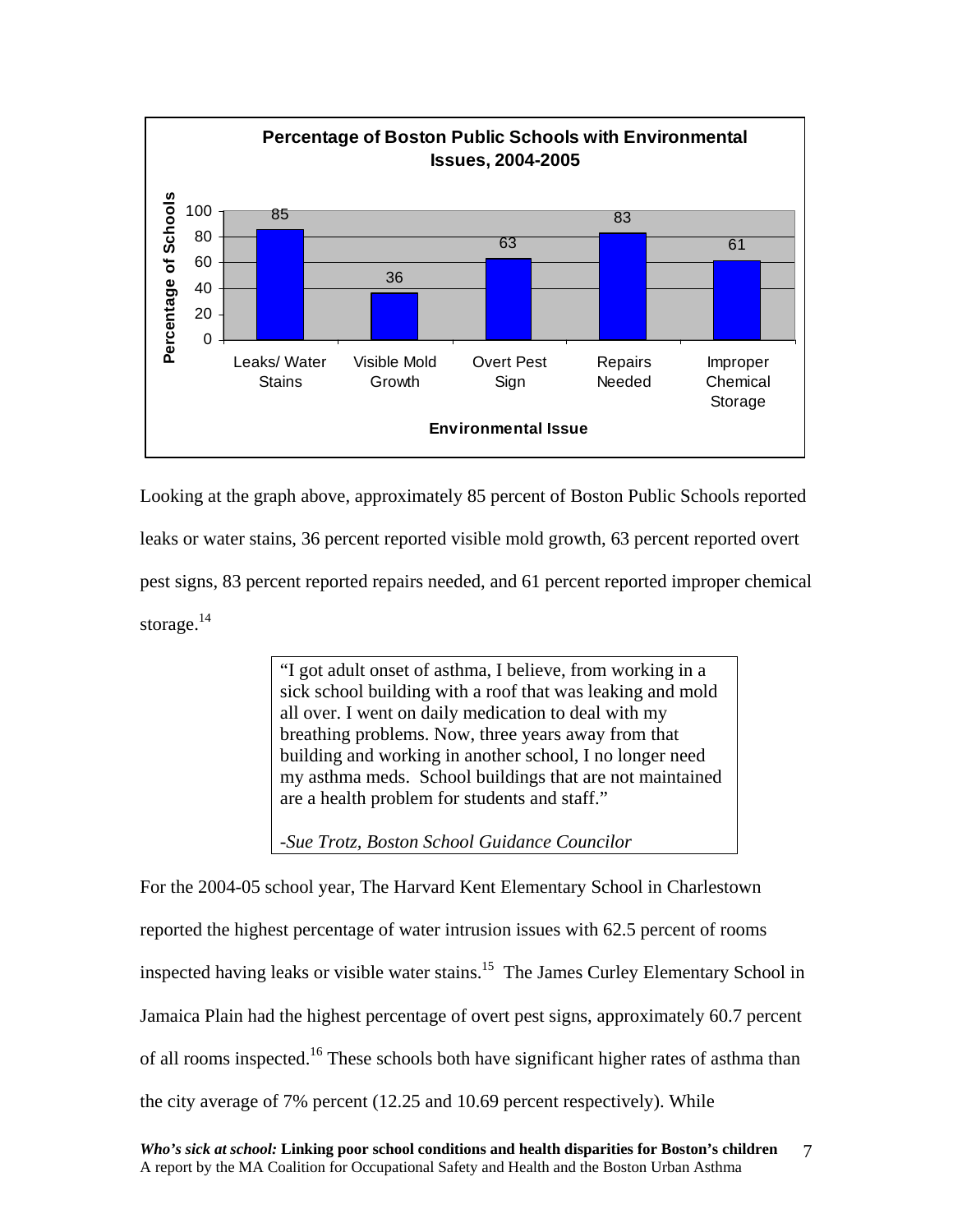**Percentage of Boston Public Schools with Environmental Issues, 2004-2005**

| Environmental Issue | Percentage of Schools |
|---|---|
| Leaks/ Water Stains | 85 |
| Visible Mold Growth | 36 |
| Overt Pest Sign | 63 |
| Repairs Needed | 83 |
| Improper Chemical Storage | 61 |

Looking at the graph above, approximately 85 percent of Boston Public Schools reported leaks or water stains, 36 percent reported visible mold growth, 63 percent reported overt pest signs, 83 percent reported repairs needed, and 61 percent reported improper chemical storage.[14]

> "I got adult onset of asthma, I believe, from working in a sick school building with a roof that was leaking and mold all over. I went on daily medication to deal with my breathing problems. Now, three years away from that building and working in another school, I no longer need my asthma meds. School buildings that are not maintained are a health problem for students and staff."
>
> *-Sue Trotz, Boston School Guidance Councilor*

For the 2004-05 school year, The Harvard Kent Elementary School in Charlestown reported the highest percentage of water intrusion issues with 62.5 percent of rooms inspected having leaks or visible water stains.[15] The James Curley Elementary School in Jamaica Plain had the highest percentage of overt pest signs, approximately 60.7 percent of all rooms inspected.[16] These schools both have significant higher rates of asthma than the city average of 7% percent (12.25 and 10.69 percent respectively). While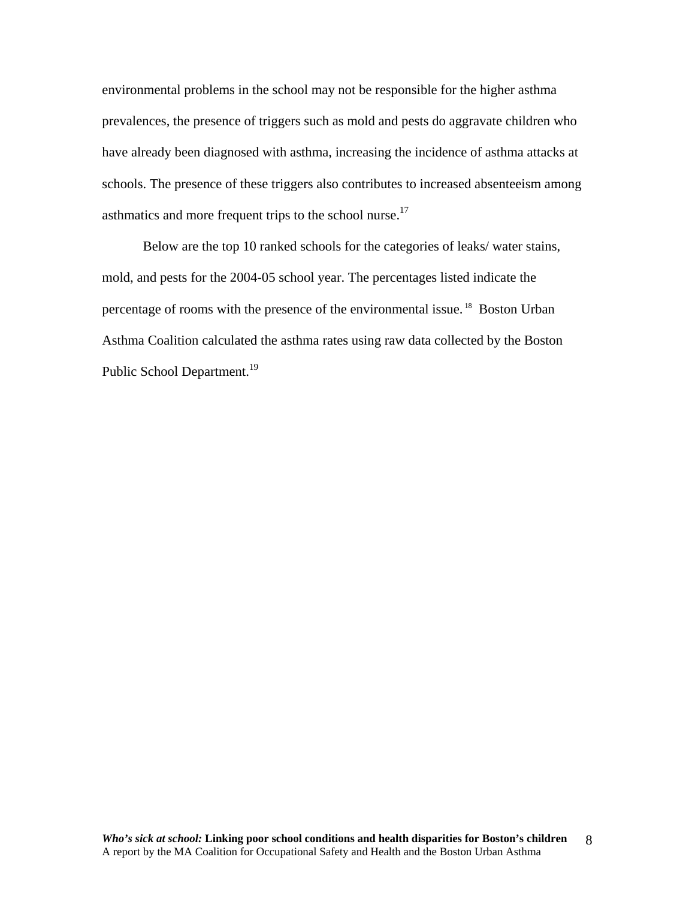environmental problems in the school may not be responsible for the higher asthma prevalences, the presence of triggers such as mold and pests do aggravate children who have already been diagnosed with asthma, increasing the incidence of asthma attacks at schools. The presence of these triggers also contributes to increased absenteeism among asthmatics and more frequent trips to the school nurse.[17]

Below are the top 10 ranked schools for the categories of leaks/ water stains, mold, and pests for the 2004-05 school year. The percentages listed indicate the percentage of rooms with the presence of the environmental issue.[18] Boston Urban Asthma Coalition calculated the asthma rates using raw data collected by the Boston Public School Department.[19]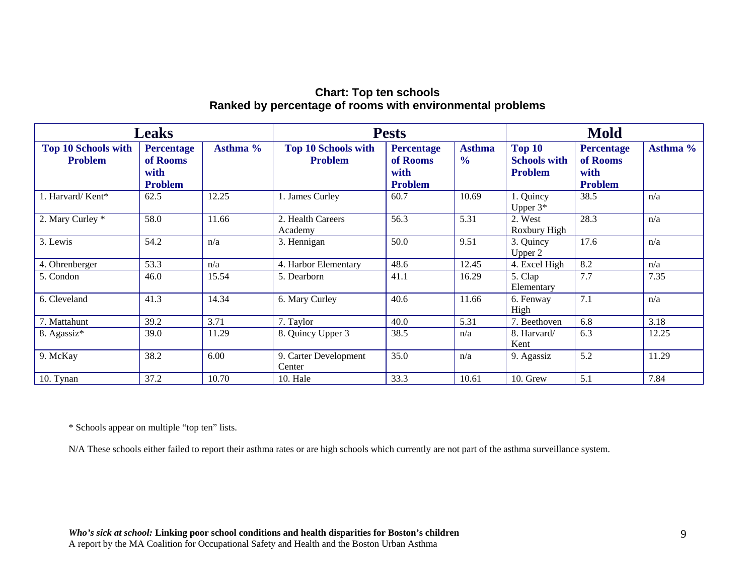**Chart: Top ten schools**
**Ranked by percentage of rooms with environmental problems**

| Leaks | | | Pests | | | Mold | | |
|---|---|---|---|---|---|---|---|---|
| **Top 10 Schools with Problem** | **Percentage of Rooms with Problem** | **Asthma %** | **Top 10 Schools with Problem** | **Percentage of Rooms with Problem** | **Asthma %** | **Top 10 Schools with Problem** | **Percentage of Rooms with Problem** | **Asthma %** |
| 1. Harvard/ Kent* | 62.5 | 12.25 | 1. James Curley | 60.7 | 10.69 | 1. Quincy Upper 3* | 38.5 | n/a |
| 2. Mary Curley * | 58.0 | 11.66 | 2. Health Careers Academy | 56.3 | 5.31 | 2. West Roxbury High | 28.3 | n/a |
| 3. Lewis | 54.2 | n/a | 3. Hennigan | 50.0 | 9.51 | 3. Quincy Upper 2 | 17.6 | n/a |
| 4. Ohrenberger | 53.3 | n/a | 4. Harbor Elementary | 48.6 | 12.45 | 4. Excel High | 8.2 | n/a |
| 5. Condon | 46.0 | 15.54 | 5. Dearborn | 41.1 | 16.29 | 5. Clap Elementary | 7.7 | 7.35 |
| 6. Cleveland | 41.3 | 14.34 | 6. Mary Curley | 40.6 | 11.66 | 6. Fenway High | 7.1 | n/a |
| 7. Mattahunt | 39.2 | 3.71 | 7. Taylor | 40.0 | 5.31 | 7. Beethoven | 6.8 | 3.18 |
| 8. Agassiz* | 39.0 | 11.29 | 8. Quincy Upper 3 | 38.5 | n/a | 8. Harvard/ Kent | 6.3 | 12.25 |
| 9. McKay | 38.2 | 6.00 | 9. Carter Development Center | 35.0 | n/a | 9. Agassiz | 5.2 | 11.29 |
| 10. Tynan | 37.2 | 10.70 | 10. Hale | 33.3 | 10.61 | 10. Grew | 5.1 | 7.84 |

* Schools appear on multiple "top ten" lists.

N/A These schools either failed to report their asthma rates or are high schools which currently are not part of the asthma surveillance system.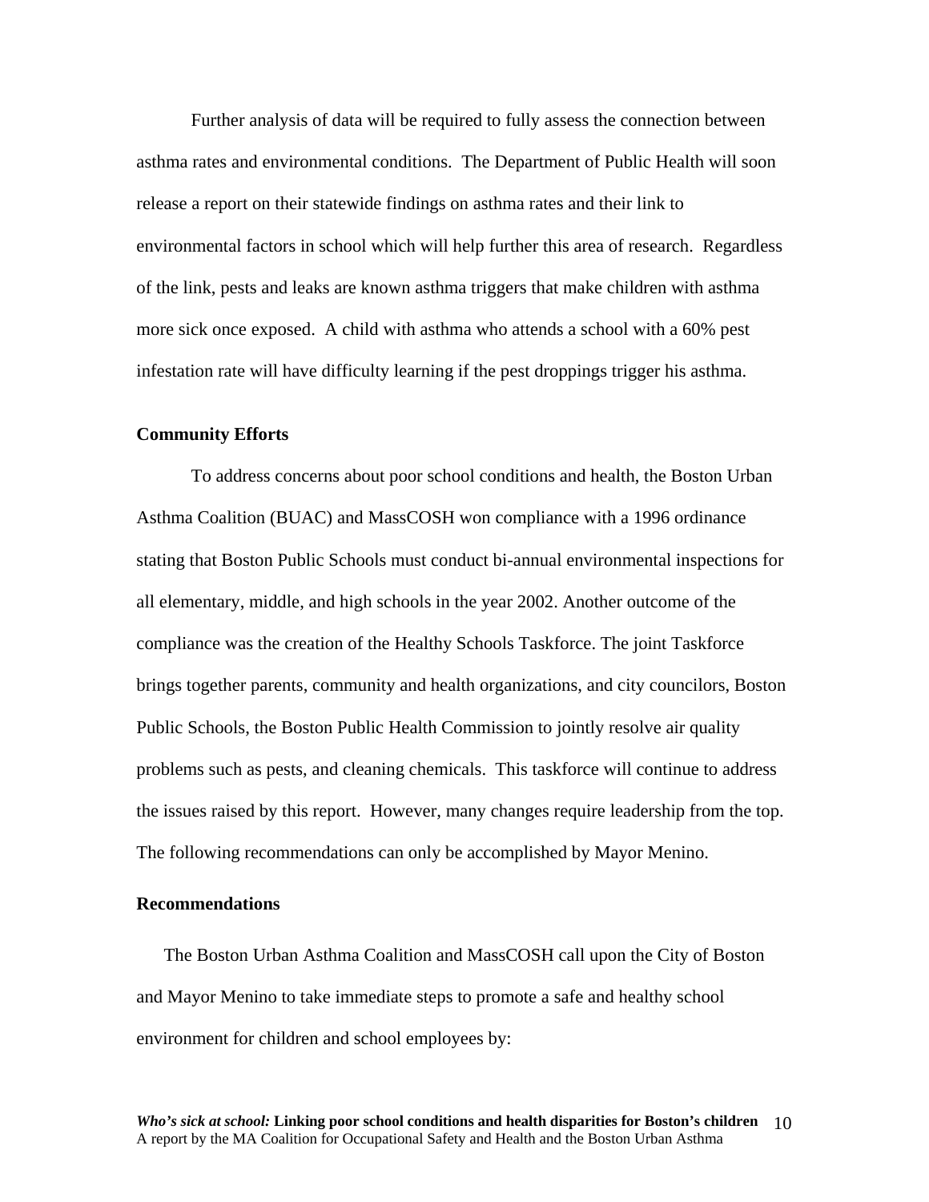Further analysis of data will be required to fully assess the connection between asthma rates and environmental conditions. The Department of Public Health will soon release a report on their statewide findings on asthma rates and their link to environmental factors in school which will help further this area of research. Regardless of the link, pests and leaks are known asthma triggers that make children with asthma more sick once exposed. A child with asthma who attends a school with a 60% pest infestation rate will have difficulty learning if the pest droppings trigger his asthma.

**Community Efforts**

To address concerns about poor school conditions and health, the Boston Urban Asthma Coalition (BUAC) and MassCOSH won compliance with a 1996 ordinance stating that Boston Public Schools must conduct bi-annual environmental inspections for all elementary, middle, and high schools in the year 2002. Another outcome of the compliance was the creation of the Healthy Schools Taskforce. The joint Taskforce brings together parents, community and health organizations, and city councilors, Boston Public Schools, the Boston Public Health Commission to jointly resolve air quality problems such as pests, and cleaning chemicals. This taskforce will continue to address the issues raised by this report. However, many changes require leadership from the top. The following recommendations can only be accomplished by Mayor Menino.

**Recommendations**

The Boston Urban Asthma Coalition and MassCOSH call upon the City of Boston and Mayor Menino to take immediate steps to promote a safe and healthy school environment for children and school employees by: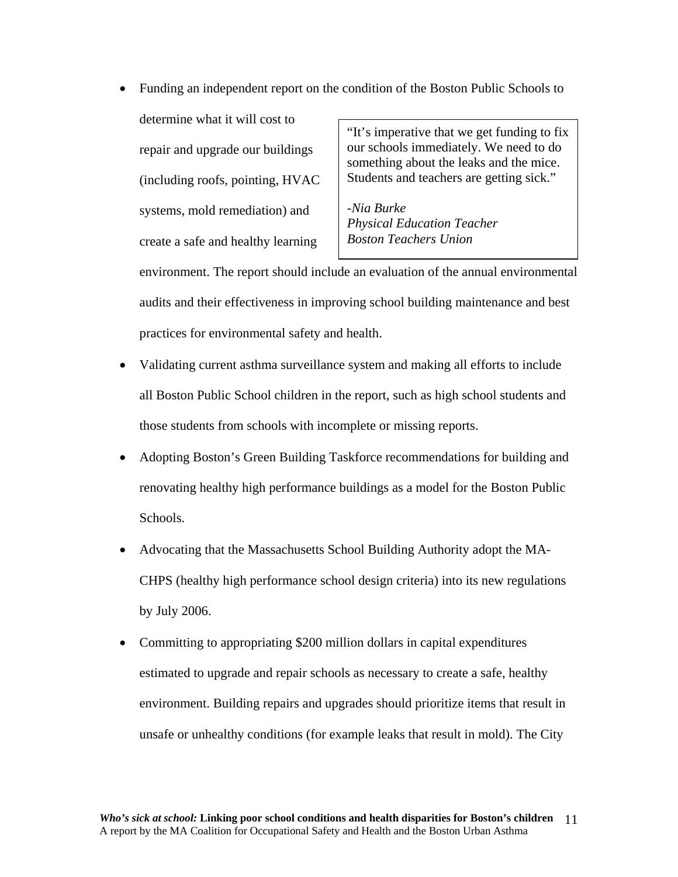- Funding an independent report on the condition of the Boston Public Schools to determine what it will cost to repair and upgrade our buildings (including roofs, pointing, HVAC systems, mold remediation) and create a safe and healthy learning environment. The report should include an evaluation of the annual environmental audits and their effectiveness in improving school building maintenance and best practices for environmental safety and health.

> "It's imperative that we get funding to fix our schools immediately. We need to do something about the leaks and the mice. Students and teachers are getting sick."
>
> *-Nia Burke*
> *Physical Education Teacher*
> *Boston Teachers Union*

- Validating current asthma surveillance system and making all efforts to include all Boston Public School children in the report, such as high school students and those students from schools with incomplete or missing reports.
- Adopting Boston's Green Building Taskforce recommendations for building and renovating healthy high performance buildings as a model for the Boston Public Schools.
- Advocating that the Massachusetts School Building Authority adopt the MA-CHPS (healthy high performance school design criteria) into its new regulations by July 2006.
- Committing to appropriating $200 million dollars in capital expenditures estimated to upgrade and repair schools as necessary to create a safe, healthy environment. Building repairs and upgrades should prioritize items that result in unsafe or unhealthy conditions (for example leaks that result in mold). The City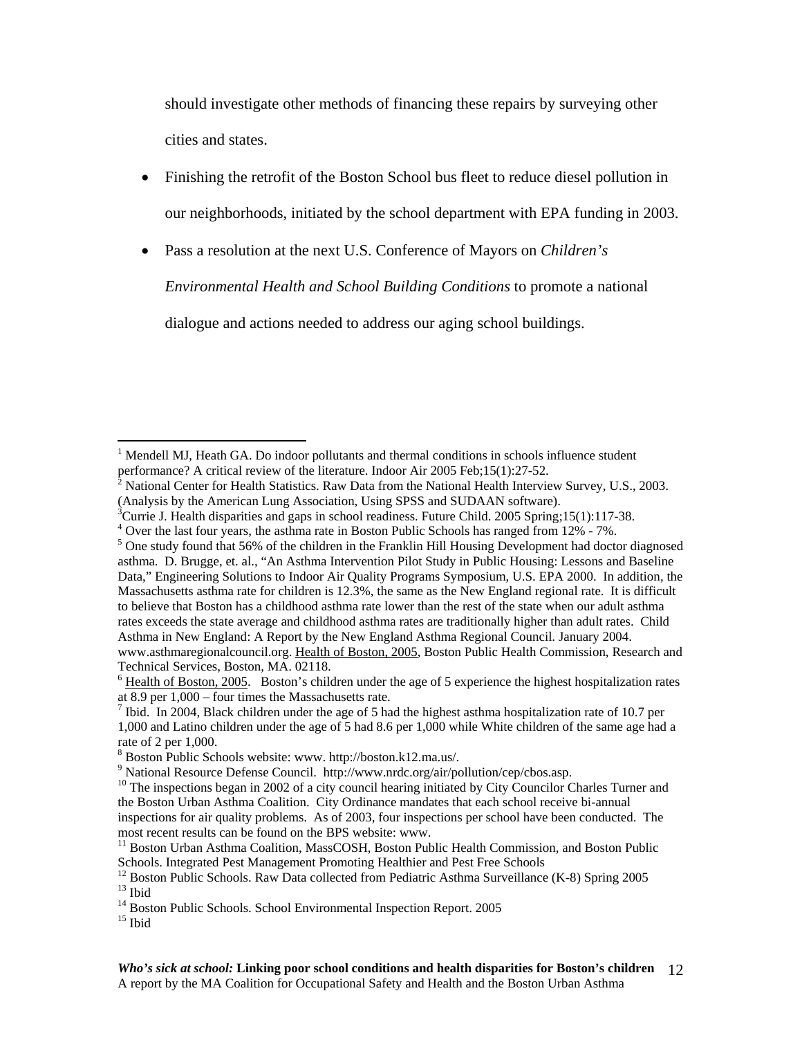should investigate other methods of financing these repairs by surveying other cities and states.

- Finishing the retrofit of the Boston School bus fleet to reduce diesel pollution in our neighborhoods, initiated by the school department with EPA funding in 2003.
- Pass a resolution at the next U.S. Conference of Mayors on *Children's Environmental Health and School Building Conditions* to promote a national dialogue and actions needed to address our aging school buildings.

---

[1] Mendell MJ, Heath GA. Do indoor pollutants and thermal conditions in schools influence student performance? A critical review of the literature. Indoor Air 2005 Feb;15(1):27-52.

[2] National Center for Health Statistics. Raw Data from the National Health Interview Survey, U.S., 2003. (Analysis by the American Lung Association, Using SPSS and SUDAAN software).

[3] Currie J. Health disparities and gaps in school readiness. Future Child. 2005 Spring;15(1):117-38.

[4] Over the last four years, the asthma rate in Boston Public Schools has ranged from 12% - 7%.

[5] One study found that 56% of the children in the Franklin Hill Housing Development had doctor diagnosed asthma. D. Brugge, et. al., "An Asthma Intervention Pilot Study in Public Housing: Lessons and Baseline Data," Engineering Solutions to Indoor Air Quality Programs Symposium, U.S. EPA 2000. In addition, the Massachusetts asthma rate for children is 12.3%, the same as the New England regional rate. It is difficult to believe that Boston has a childhood asthma rate lower than the rest of the state when our adult asthma rates exceeds the state average and childhood asthma rates are traditionally higher than adult rates. Child Asthma in New England: A Report by the New England Asthma Regional Council. January 2004. www.asthmaregionalcouncil.org. Health of Boston, 2005, Boston Public Health Commission, Research and Technical Services, Boston, MA. 02118.

[6] Health of Boston, 2005. Boston's children under the age of 5 experience the highest hospitalization rates at 8.9 per 1,000 – four times the Massachusetts rate.

[7] Ibid. In 2004, Black children under the age of 5 had the highest asthma hospitalization rate of 10.7 per 1,000 and Latino children under the age of 5 had 8.6 per 1,000 while White children of the same age had a rate of 2 per 1,000.

[8] Boston Public Schools website: www. http://boston.k12.ma.us/.

[9] National Resource Defense Council. http://www.nrdc.org/air/pollution/cep/cbos.asp.

[10] The inspections began in 2002 of a city council hearing initiated by City Councilor Charles Turner and the Boston Urban Asthma Coalition. City Ordinance mandates that each school receive bi-annual inspections for air quality problems. As of 2003, four inspections per school have been conducted. The most recent results can be found on the BPS website: www.

[11] Boston Urban Asthma Coalition, MassCOSH, Boston Public Health Commission, and Boston Public Schools. Integrated Pest Management Promoting Healthier and Pest Free Schools

[12] Boston Public Schools. Raw Data collected from Pediatric Asthma Surveillance (K-8) Spring 2005

[13] Ibid

[14] Boston Public Schools. School Environmental Inspection Report. 2005

[15] Ibid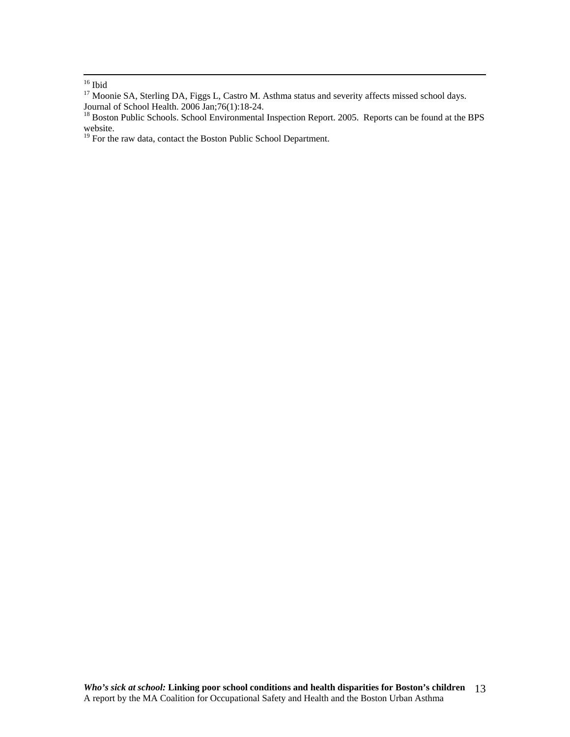[16] Ibid

[17] Moonie SA, Sterling DA, Figgs L, Castro M. Asthma status and severity affects missed school days. Journal of School Health. 2006 Jan;76(1):18-24.

[18] Boston Public Schools. School Environmental Inspection Report. 2005. Reports can be found at the BPS website.

[19] For the raw data, contact the Boston Public School Department.